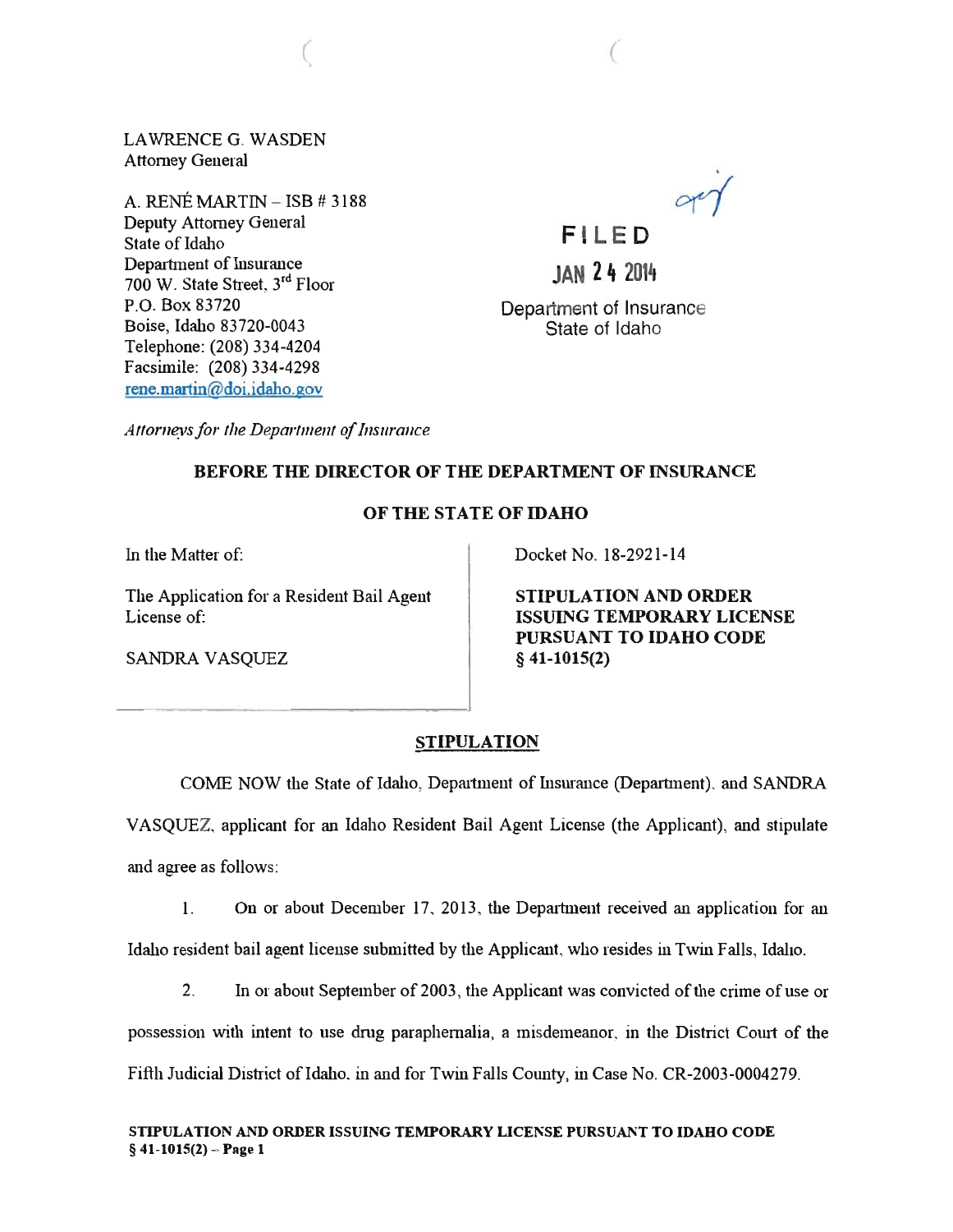LAWRENCE G. WASDEN
Attorney General

A. RENÉ MARTIN – ISB # 3188
Deputy Attorney General
State of Idaho
Department of Insurance
700 W. State Street, 3rd Floor
P.O. Box 83720
Boise, Idaho 83720-0043
Telephone: (208) 334-4204
Facsimile: (208) 334-4298
rene.martin@doi.idaho.gov

*Attorneys for the Department of Insurance*

**FILED**

**JAN 24 2014**

Department of Insurance
State of Idaho

**BEFORE THE DIRECTOR OF THE DEPARTMENT OF INSURANCE**

**OF THE STATE OF IDAHO**

In the Matter of:

The Application for a Resident Bail Agent License of:

SANDRA VASQUEZ

Docket No. 18-2921-14

**STIPULATION AND ORDER ISSUING TEMPORARY LICENSE PURSUANT TO IDAHO CODE § 41-1015(2)**

## STIPULATION

COME NOW the State of Idaho, Department of Insurance (Department), and SANDRA VASQUEZ, applicant for an Idaho Resident Bail Agent License (the Applicant), and stipulate and agree as follows:

1. On or about December 17, 2013, the Department received an application for an Idaho resident bail agent license submitted by the Applicant, who resides in Twin Falls, Idaho.

2. In or about September of 2003, the Applicant was convicted of the crime of use or possession with intent to use drug paraphernalia, a misdemeanor, in the District Court of the Fifth Judicial District of Idaho, in and for Twin Falls County, in Case No. CR-2003-0004279.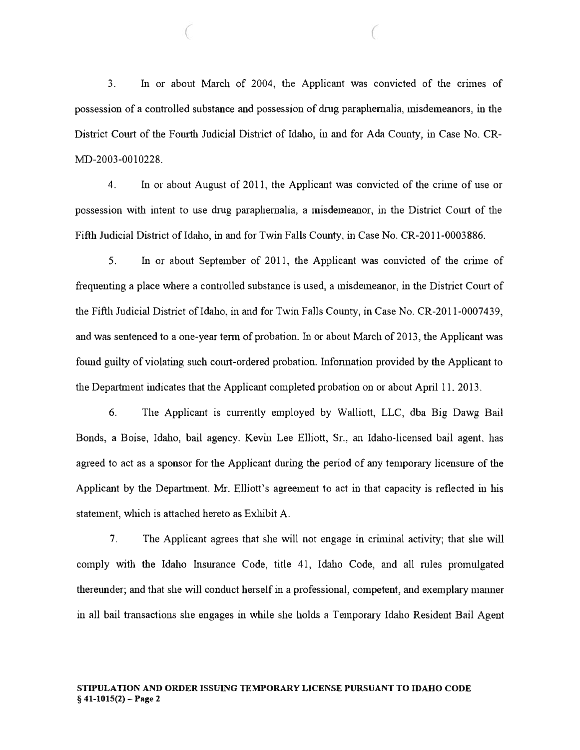3. In or about March of 2004, the Applicant was convicted of the crimes of possession of a controlled substance and possession of drug paraphernalia, misdemeanors, in the District Court of the Fourth Judicial District of Idaho, in and for Ada County, in Case No. CR-MD-2003-0010228.

4. In or about August of 2011, the Applicant was convicted of the crime of use or possession with intent to use drug paraphernalia, a misdemeanor, in the District Court of the Fifth Judicial District of Idaho, in and for Twin Falls County, in Case No. CR-2011-0003886.

5. In or about September of 2011, the Applicant was convicted of the crime of frequenting a place where a controlled substance is used, a misdemeanor, in the District Court of the Fifth Judicial District of Idaho, in and for Twin Falls County, in Case No. CR-2011-0007439, and was sentenced to a one-year term of probation. In or about March of 2013, the Applicant was found guilty of violating such court-ordered probation. Information provided by the Applicant to the Department indicates that the Applicant completed probation on or about April 11, 2013.

6. The Applicant is currently employed by Walliott, LLC, dba Big Dawg Bail Bonds, a Boise, Idaho, bail agency. Kevin Lee Elliott, Sr., an Idaho-licensed bail agent, has agreed to act as a sponsor for the Applicant during the period of any temporary licensure of the Applicant by the Department. Mr. Elliott's agreement to act in that capacity is reflected in his statement, which is attached hereto as Exhibit A.

7. The Applicant agrees that she will not engage in criminal activity; that she will comply with the Idaho Insurance Code, title 41, Idaho Code, and all rules promulgated thereunder; and that she will conduct herself in a professional, competent, and exemplary manner in all bail transactions she engages in while she holds a Temporary Idaho Resident Bail Agent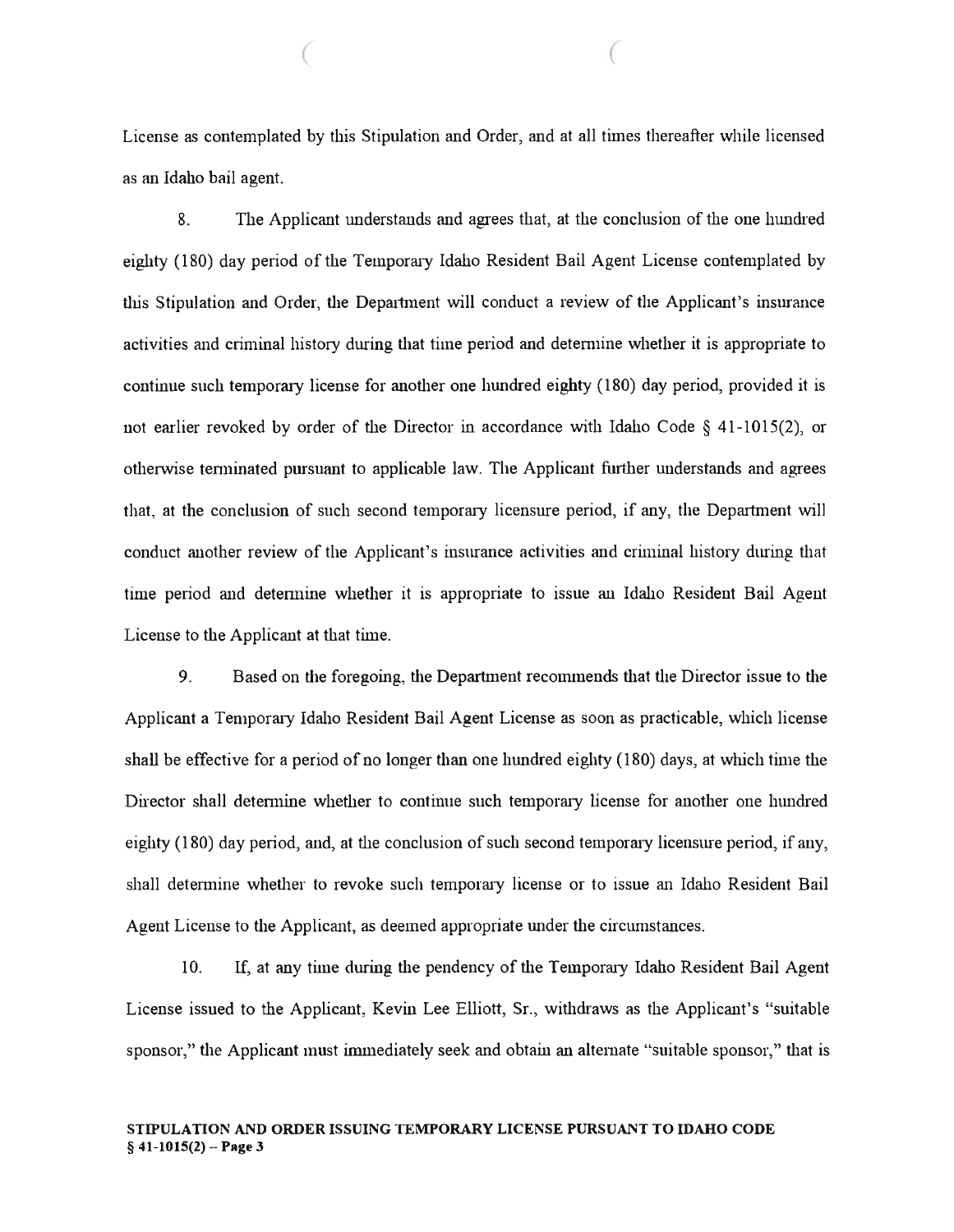License as contemplated by this Stipulation and Order, and at all times thereafter while licensed as an Idaho bail agent.

8. The Applicant understands and agrees that, at the conclusion of the one hundred eighty (180) day period of the Temporary Idaho Resident Bail Agent License contemplated by this Stipulation and Order, the Department will conduct a review of the Applicant's insurance activities and criminal history during that time period and determine whether it is appropriate to continue such temporary license for another one hundred eighty (180) day period, provided it is not earlier revoked by order of the Director in accordance with Idaho Code § 41-1015(2), or otherwise terminated pursuant to applicable law. The Applicant further understands and agrees that, at the conclusion of such second temporary licensure period, if any, the Department will conduct another review of the Applicant's insurance activities and criminal history during that time period and determine whether it is appropriate to issue an Idaho Resident Bail Agent License to the Applicant at that time.

9. Based on the foregoing, the Department recommends that the Director issue to the Applicant a Temporary Idaho Resident Bail Agent License as soon as practicable, which license shall be effective for a period of no longer than one hundred eighty (180) days, at which time the Director shall determine whether to continue such temporary license for another one hundred eighty (180) day period, and, at the conclusion of such second temporary licensure period, if any, shall determine whether to revoke such temporary license or to issue an Idaho Resident Bail Agent License to the Applicant, as deemed appropriate under the circumstances.

10. If, at any time during the pendency of the Temporary Idaho Resident Bail Agent License issued to the Applicant, Kevin Lee Elliott, Sr., withdraws as the Applicant's "suitable sponsor," the Applicant must immediately seek and obtain an alternate "suitable sponsor," that is

**STIPULATION AND ORDER ISSUING TEMPORARY LICENSE PURSUANT TO IDAHO CODE § 41-1015(2) – Page 3**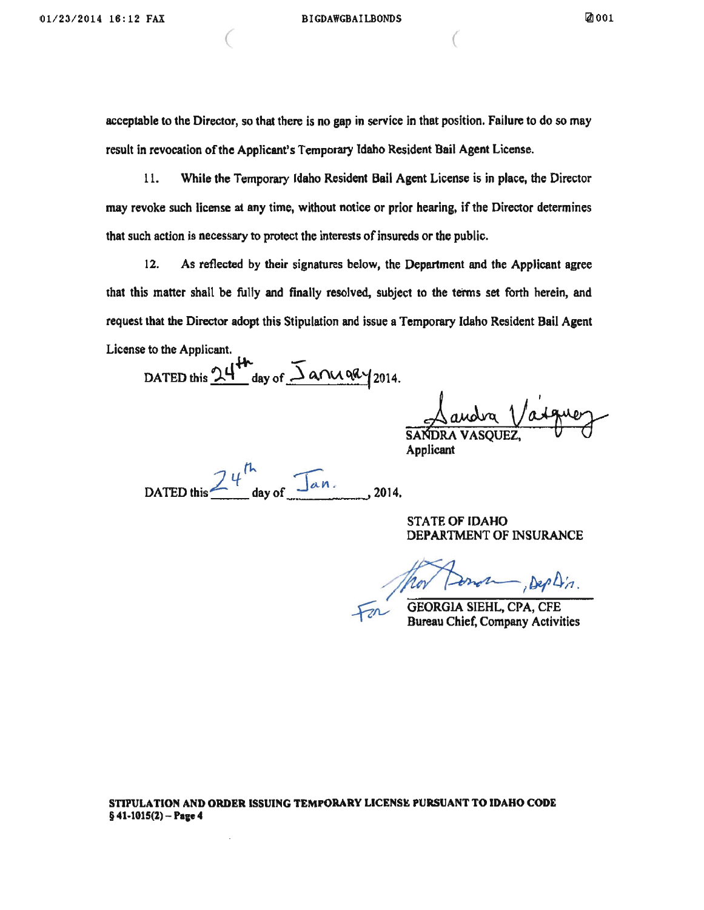acceptable to the Director, so that there is no gap in service in that position. Failure to do so may result in revocation of the Applicant's Temporary Idaho Resident Bail Agent License.

11. While the Temporary Idaho Resident Bail Agent License is in place, the Director may revoke such license at any time, without notice or prior hearing, if the Director determines that such action is necessary to protect the interests of insureds or the public.

12. As reflected by their signatures below, the Department and the Applicant agree that this matter shall be fully and finally resolved, subject to the terms set forth herein, and request that the Director adopt this Stipulation and issue a Temporary Idaho Resident Bail Agent License to the Applicant.

DATED this 24th day of January 2014.

Sandra Vasquez

SANDRA VASQUEZ,
Applicant

DATED this 24th day of Jan., 2014.

STATE OF IDAHO
DEPARTMENT OF INSURANCE

For GEORGIA SIEHL, CPA, CFE
Bureau Chief, Company Activities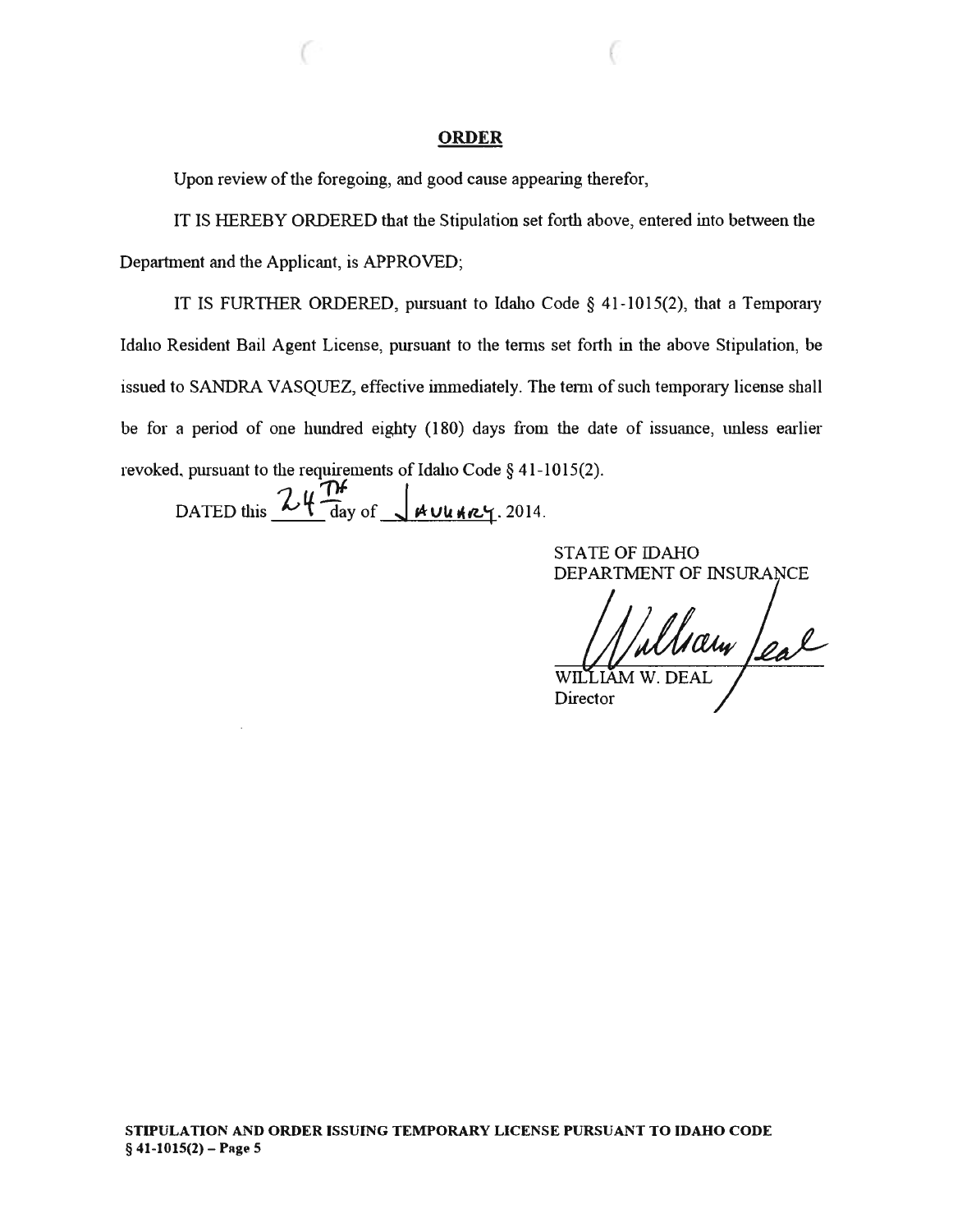## ORDER

Upon review of the foregoing, and good cause appearing therefor,

IT IS HEREBY ORDERED that the Stipulation set forth above, entered into between the Department and the Applicant, is APPROVED;

IT IS FURTHER ORDERED, pursuant to Idaho Code § 41-1015(2), that a Temporary Idaho Resident Bail Agent License, pursuant to the terms set forth in the above Stipulation, be issued to SANDRA VASQUEZ, effective immediately. The term of such temporary license shall be for a period of one hundred eighty (180) days from the date of issuance, unless earlier revoked, pursuant to the requirements of Idaho Code § 41-1015(2).

DATED this 24TH day of JANUARY, 2014.

STATE OF IDAHO
DEPARTMENT OF INSURANCE

WILLIAM W. DEAL
Director

**STIPULATION AND ORDER ISSUING TEMPORARY LICENSE PURSUANT TO IDAHO CODE § 41-1015(2) – Page 5**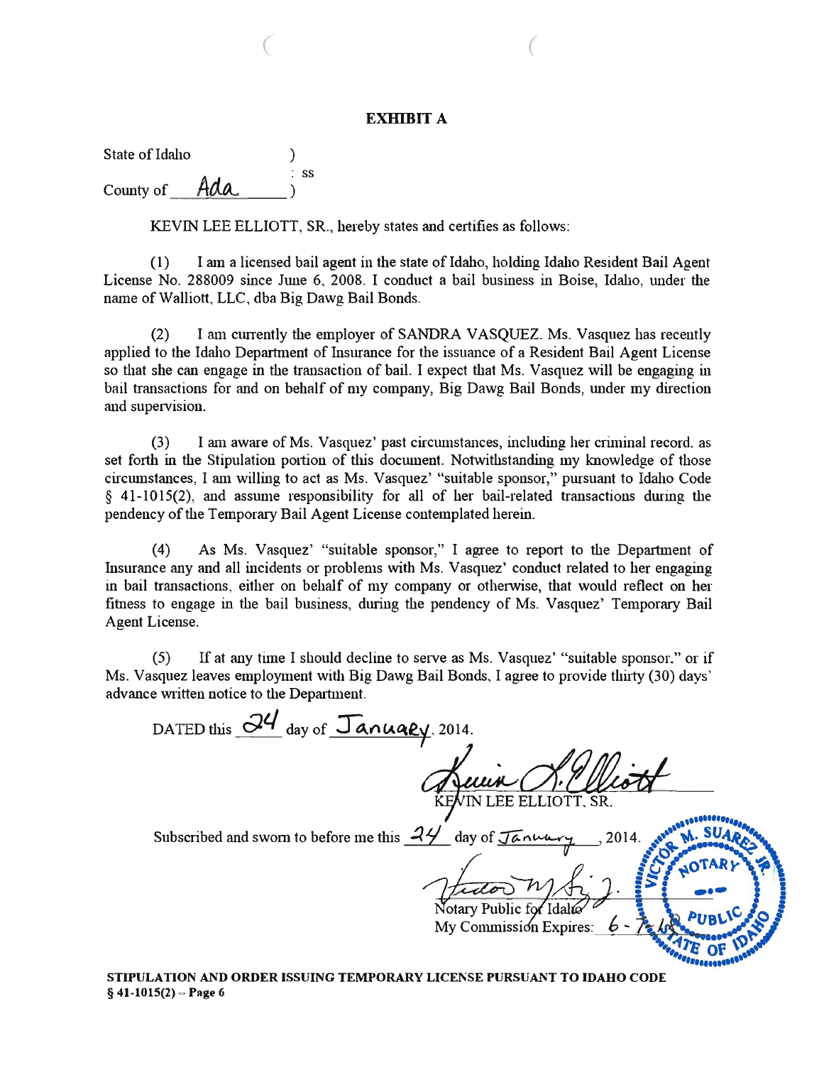# EXHIBIT A

State of Idaho )
: ss
County of Ada )

KEVIN LEE ELLIOTT, SR., hereby states and certifies as follows:

(1) I am a licensed bail agent in the state of Idaho, holding Idaho Resident Bail Agent License No. 288009 since June 6, 2008. I conduct a bail business in Boise, Idaho, under the name of Walliott, LLC, dba Big Dawg Bail Bonds.

(2) I am currently the employer of SANDRA VASQUEZ. Ms. Vasquez has recently applied to the Idaho Department of Insurance for the issuance of a Resident Bail Agent License so that she can engage in the transaction of bail. I expect that Ms. Vasquez will be engaging in bail transactions for and on behalf of my company, Big Dawg Bail Bonds, under my direction and supervision.

(3) I am aware of Ms. Vasquez' past circumstances, including her criminal record, as set forth in the Stipulation portion of this document. Notwithstanding my knowledge of those circumstances, I am willing to act as Ms. Vasquez' "suitable sponsor," pursuant to Idaho Code § 41-1015(2), and assume responsibility for all of her bail-related transactions during the pendency of the Temporary Bail Agent License contemplated herein.

(4) As Ms. Vasquez' "suitable sponsor," I agree to report to the Department of Insurance any and all incidents or problems with Ms. Vasquez' conduct related to her engaging in bail transactions, either on behalf of my company or otherwise, that would reflect on her fitness to engage in the bail business, during the pendency of Ms. Vasquez' Temporary Bail Agent License.

(5) If at any time I should decline to serve as Ms. Vasquez' "suitable sponsor," or if Ms. Vasquez leaves employment with Big Dawg Bail Bonds, I agree to provide thirty (30) days' advance written notice to the Department.

DATED this 24 day of January, 2014.

KEVIN LEE ELLIOTT, SR.

Subscribed and sworn to before me this 24 day of January, 2014.

Notary Public for Idaho
My Commission Expires: 6-7-18

VICTOR M. SUAREZ JR.
NOTARY PUBLIC
STATE OF IDAHO

**STIPULATION AND ORDER ISSUING TEMPORARY LICENSE PURSUANT TO IDAHO CODE § 41-1015(2) – Page 6**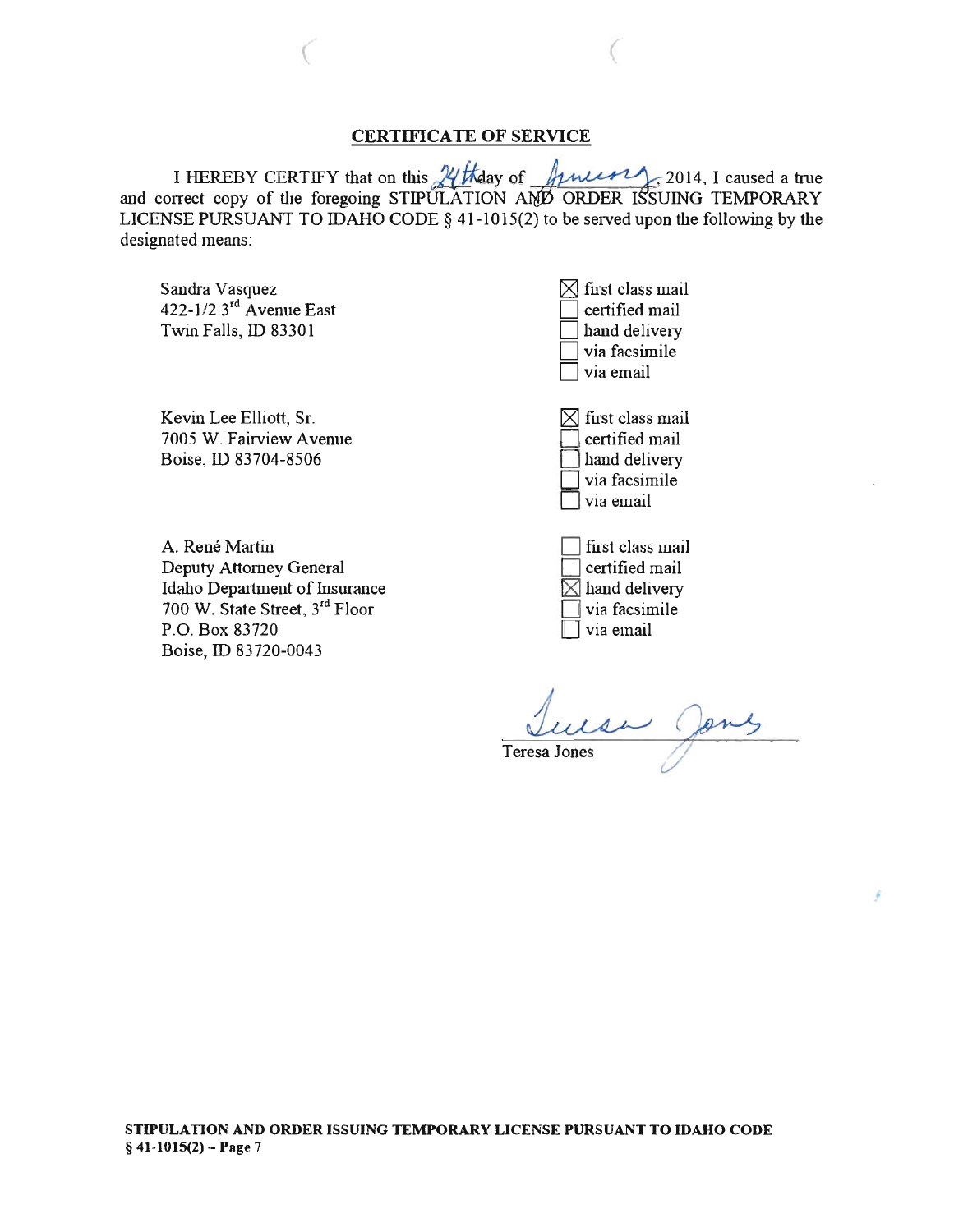## CERTIFICATE OF SERVICE

I HEREBY CERTIFY that on this 24th day of January, 2014, I caused a true and correct copy of the foregoing STIPULATION AND ORDER ISSUING TEMPORARY LICENSE PURSUANT TO IDAHO CODE § 41-1015(2) to be served upon the following by the designated means:

Sandra Vasquez
422-1/2 3rd Avenue East
Twin Falls, ID 83301

- [x] first class mail
- [ ] certified mail
- [ ] hand delivery
- [ ] via facsimile
- [ ] via email

Kevin Lee Elliott, Sr.
7005 W. Fairview Avenue
Boise, ID 83704-8506

- [x] first class mail
- [ ] certified mail
- [ ] hand delivery
- [ ] via facsimile
- [ ] via email

A. René Martin
Deputy Attorney General
Idaho Department of Insurance
700 W. State Street, 3rd Floor
P.O. Box 83720
Boise, ID 83720-0043

- [ ] first class mail
- [ ] certified mail
- [x] hand delivery
- [ ] via facsimile
- [ ] via email

Teresa Jones